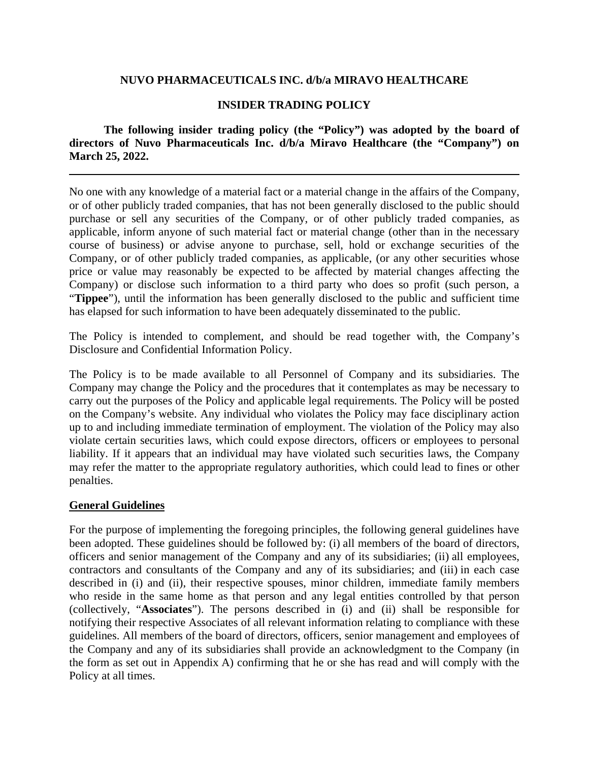**NUVO PHARMACEUTICALS INC. d/b/a MIRAVO HEALTHCARE**

**INSIDER TRADING POLICY**

**The following insider trading policy (the "Policy") was adopted by the board of directors of Nuvo Pharmaceuticals Inc. d/b/a Miravo Healthcare (the "Company") on March 25, 2022.**

---

No one with any knowledge of a material fact or a material change in the affairs of the Company, or of other publicly traded companies, that has not been generally disclosed to the public should purchase or sell any securities of the Company, or of other publicly traded companies, as applicable, inform anyone of such material fact or material change (other than in the necessary course of business) or advise anyone to purchase, sell, hold or exchange securities of the Company, or of other publicly traded companies, as applicable, (or any other securities whose price or value may reasonably be expected to be affected by material changes affecting the Company) or disclose such information to a third party who does so profit (such person, a "**Tippee**"), until the information has been generally disclosed to the public and sufficient time has elapsed for such information to have been adequately disseminated to the public.

The Policy is intended to complement, and should be read together with, the Company's Disclosure and Confidential Information Policy.

The Policy is to be made available to all Personnel of Company and its subsidiaries. The Company may change the Policy and the procedures that it contemplates as may be necessary to carry out the purposes of the Policy and applicable legal requirements. The Policy will be posted on the Company's website. Any individual who violates the Policy may face disciplinary action up to and including immediate termination of employment. The violation of the Policy may also violate certain securities laws, which could expose directors, officers or employees to personal liability. If it appears that an individual may have violated such securities laws, the Company may refer the matter to the appropriate regulatory authorities, which could lead to fines or other penalties.

## General Guidelines

For the purpose of implementing the foregoing principles, the following general guidelines have been adopted. These guidelines should be followed by: (i) all members of the board of directors, officers and senior management of the Company and any of its subsidiaries; (ii) all employees, contractors and consultants of the Company and any of its subsidiaries; and (iii) in each case described in (i) and (ii), their respective spouses, minor children, immediate family members who reside in the same home as that person and any legal entities controlled by that person (collectively, "**Associates**"). The persons described in (i) and (ii) shall be responsible for notifying their respective Associates of all relevant information relating to compliance with these guidelines. All members of the board of directors, officers, senior management and employees of the Company and any of its subsidiaries shall provide an acknowledgment to the Company (in the form as set out in Appendix A) confirming that he or she has read and will comply with the Policy at all times.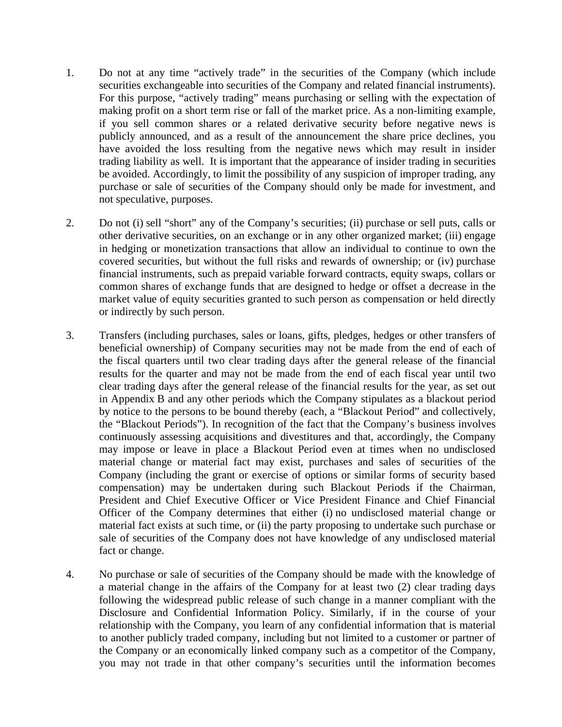1. Do not at any time "actively trade" in the securities of the Company (which include securities exchangeable into securities of the Company and related financial instruments). For this purpose, "actively trading" means purchasing or selling with the expectation of making profit on a short term rise or fall of the market price. As a non-limiting example, if you sell common shares or a related derivative security before negative news is publicly announced, and as a result of the announcement the share price declines, you have avoided the loss resulting from the negative news which may result in insider trading liability as well. It is important that the appearance of insider trading in securities be avoided. Accordingly, to limit the possibility of any suspicion of improper trading, any purchase or sale of securities of the Company should only be made for investment, and not speculative, purposes.

2. Do not (i) sell "short" any of the Company's securities; (ii) purchase or sell puts, calls or other derivative securities, on an exchange or in any other organized market; (iii) engage in hedging or monetization transactions that allow an individual to continue to own the covered securities, but without the full risks and rewards of ownership; or (iv) purchase financial instruments, such as prepaid variable forward contracts, equity swaps, collars or common shares of exchange funds that are designed to hedge or offset a decrease in the market value of equity securities granted to such person as compensation or held directly or indirectly by such person.

3. Transfers (including purchases, sales or loans, gifts, pledges, hedges or other transfers of beneficial ownership) of Company securities may not be made from the end of each of the fiscal quarters until two clear trading days after the general release of the financial results for the quarter and may not be made from the end of each fiscal year until two clear trading days after the general release of the financial results for the year, as set out in Appendix B and any other periods which the Company stipulates as a blackout period by notice to the persons to be bound thereby (each, a "Blackout Period" and collectively, the "Blackout Periods"). In recognition of the fact that the Company's business involves continuously assessing acquisitions and divestitures and that, accordingly, the Company may impose or leave in place a Blackout Period even at times when no undisclosed material change or material fact may exist, purchases and sales of securities of the Company (including the grant or exercise of options or similar forms of security based compensation) may be undertaken during such Blackout Periods if the Chairman, President and Chief Executive Officer or Vice President Finance and Chief Financial Officer of the Company determines that either (i) no undisclosed material change or material fact exists at such time, or (ii) the party proposing to undertake such purchase or sale of securities of the Company does not have knowledge of any undisclosed material fact or change.

4. No purchase or sale of securities of the Company should be made with the knowledge of a material change in the affairs of the Company for at least two (2) clear trading days following the widespread public release of such change in a manner compliant with the Disclosure and Confidential Information Policy. Similarly, if in the course of your relationship with the Company, you learn of any confidential information that is material to another publicly traded company, including but not limited to a customer or partner of the Company or an economically linked company such as a competitor of the Company, you may not trade in that other company's securities until the information becomes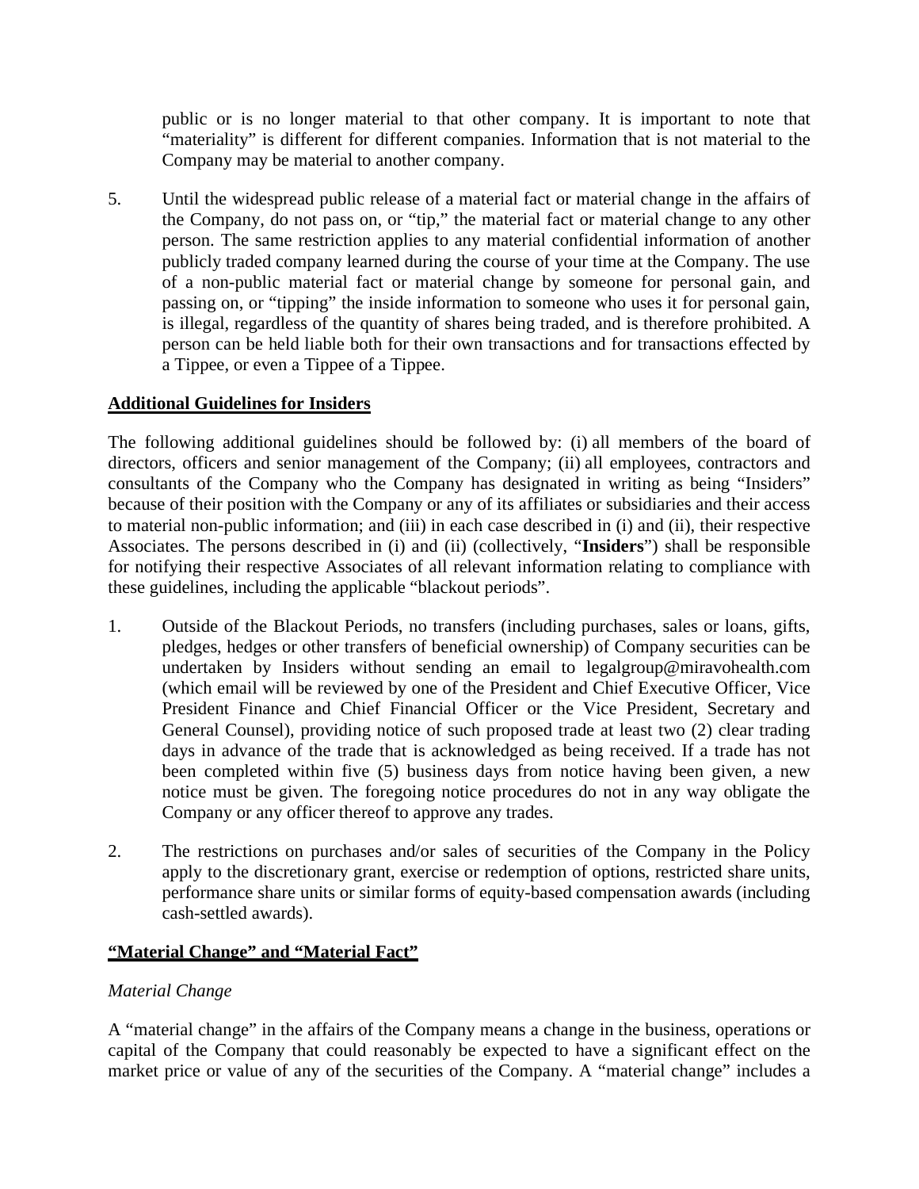public or is no longer material to that other company. It is important to note that "materiality" is different for different companies. Information that is not material to the Company may be material to another company.

5. Until the widespread public release of a material fact or material change in the affairs of the Company, do not pass on, or "tip," the material fact or material change to any other person. The same restriction applies to any material confidential information of another publicly traded company learned during the course of your time at the Company. The use of a non-public material fact or material change by someone for personal gain, and passing on, or "tipping" the inside information to someone who uses it for personal gain, is illegal, regardless of the quantity of shares being traded, and is therefore prohibited. A person can be held liable both for their own transactions and for transactions effected by a Tippee, or even a Tippee of a Tippee.

## Additional Guidelines for Insiders

The following additional guidelines should be followed by: (i) all members of the board of directors, officers and senior management of the Company; (ii) all employees, contractors and consultants of the Company who the Company has designated in writing as being "Insiders" because of their position with the Company or any of its affiliates or subsidiaries and their access to material non-public information; and (iii) in each case described in (i) and (ii), their respective Associates. The persons described in (i) and (ii) (collectively, "**Insiders**") shall be responsible for notifying their respective Associates of all relevant information relating to compliance with these guidelines, including the applicable "blackout periods".

1. Outside of the Blackout Periods, no transfers (including purchases, sales or loans, gifts, pledges, hedges or other transfers of beneficial ownership) of Company securities can be undertaken by Insiders without sending an email to legalgroup@miravohealth.com (which email will be reviewed by one of the President and Chief Executive Officer, Vice President Finance and Chief Financial Officer or the Vice President, Secretary and General Counsel), providing notice of such proposed trade at least two (2) clear trading days in advance of the trade that is acknowledged as being received. If a trade has not been completed within five (5) business days from notice having been given, a new notice must be given. The foregoing notice procedures do not in any way obligate the Company or any officer thereof to approve any trades.

2. The restrictions on purchases and/or sales of securities of the Company in the Policy apply to the discretionary grant, exercise or redemption of options, restricted share units, performance share units or similar forms of equity-based compensation awards (including cash-settled awards).

## "Material Change" and "Material Fact"

*Material Change*

A "material change" in the affairs of the Company means a change in the business, operations or capital of the Company that could reasonably be expected to have a significant effect on the market price or value of any of the securities of the Company. A "material change" includes a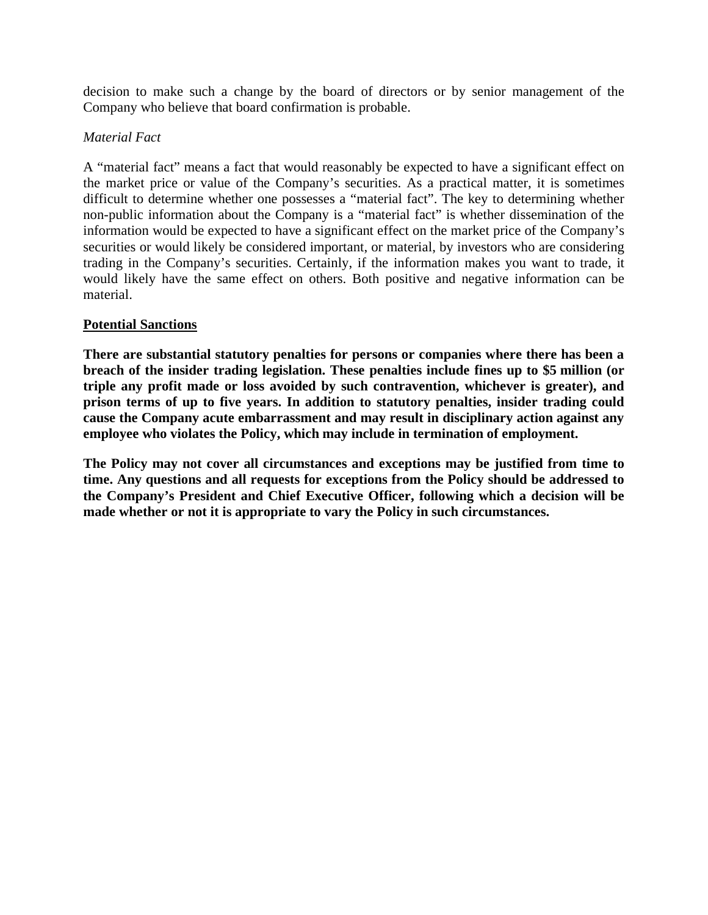decision to make such a change by the board of directors or by senior management of the Company who believe that board confirmation is probable.

*Material Fact*

A "material fact" means a fact that would reasonably be expected to have a significant effect on the market price or value of the Company's securities. As a practical matter, it is sometimes difficult to determine whether one possesses a "material fact". The key to determining whether non-public information about the Company is a "material fact" is whether dissemination of the information would be expected to have a significant effect on the market price of the Company's securities or would likely be considered important, or material, by investors who are considering trading in the Company's securities. Certainly, if the information makes you want to trade, it would likely have the same effect on others. Both positive and negative information can be material.

**<u>Potential Sanctions</u>**

**There are substantial statutory penalties for persons or companies where there has been a breach of the insider trading legislation. These penalties include fines up to $5 million (or triple any profit made or loss avoided by such contravention, whichever is greater), and prison terms of up to five years. In addition to statutory penalties, insider trading could cause the Company acute embarrassment and may result in disciplinary action against any employee who violates the Policy, which may include in termination of employment.**

**The Policy may not cover all circumstances and exceptions may be justified from time to time. Any questions and all requests for exceptions from the Policy should be addressed to the Company's President and Chief Executive Officer, following which a decision will be made whether or not it is appropriate to vary the Policy in such circumstances.**